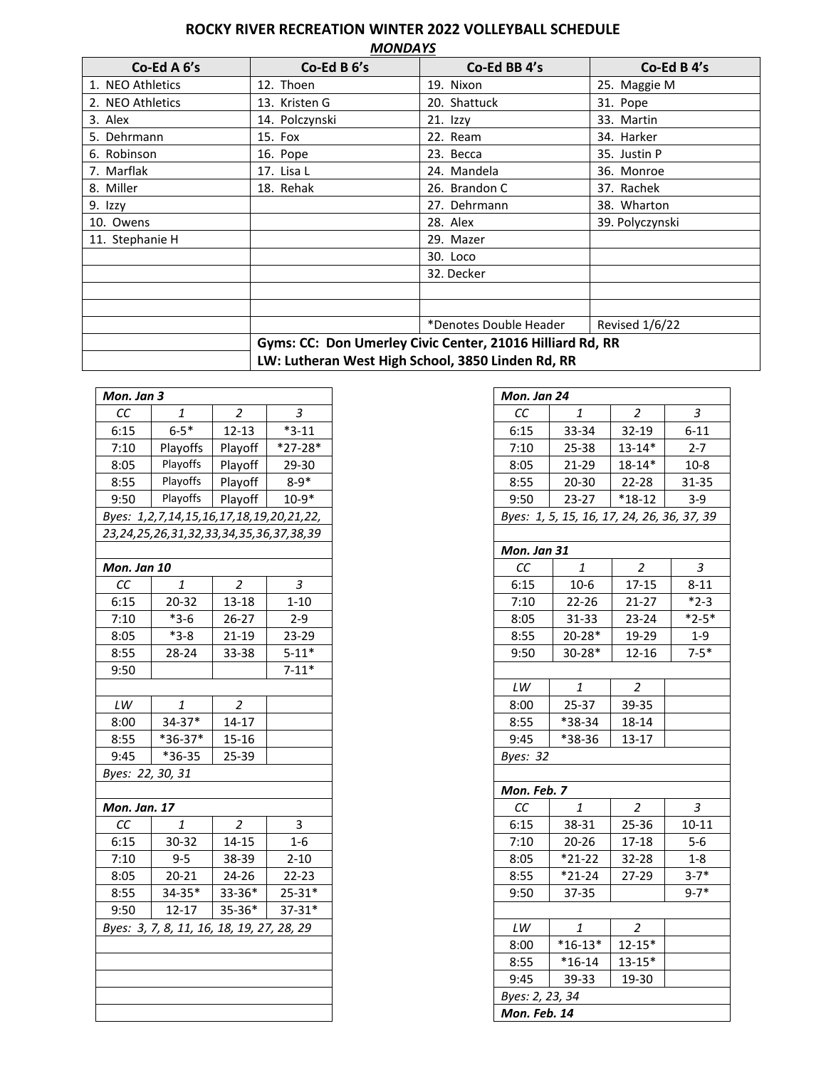# ROCKY RIVER RECREATION WINTER 2022 VOLLEYBALL SCHEDULE

## *MONDAYS*

| Co-Ed A 6's | Co-Ed B 6's | Co-Ed BB 4's | Co-Ed B 4's |
|---|---|---|---|
| 1. NEO Athletics | 12. Thoen | 19. Nixon | 25. Maggie M |
| 2. NEO Athletics | 13. Kristen G | 20. Shattuck | 31. Pope |
| 3. Alex | 14. Polczynski | 21. Izzy | 33. Martin |
| 5. Dehrmann | 15. Fox | 22. Ream | 34. Harker |
| 6. Robinson | 16. Pope | 23. Becca | 35. Justin P |
| 7. Marflak | 17. Lisa L | 24. Mandela | 36. Monroe |
| 8. Miller | 18. Rehak | 26. Brandon C | 37. Rachek |
| 9. Izzy | | 27. Dehrmann | 38. Wharton |
| 10. Owens | | 28. Alex | 39. Polyczynski |
| 11. Stephanie H | | 29. Mazer | |
| | | 30. Loco | |
| | | 32. Decker | |
| | | | |
| | | | |
| | | *Denotes Double Header | Revised 1/6/22 |

**Gyms: CC: Don Umerley Civic Center, 21016 Hilliard Rd, RR**
**LW: Lutheran West High School, 3850 Linden Rd, RR**

### *Mon. Jan 3*

| *CC* | *1* | *2* | *3* |
|---|---|---|---|
| 6:15 | 6-5* | 12-13 | *3-11 |
| 7:10 | Playoffs | Playoff | *27-28* |
| 8:05 | Playoffs | Playoff | 29-30 |
| 8:55 | Playoffs | Playoff | 8-9* |
| 9:50 | Playoffs | Playoff | 10-9* |

*Byes: 1,2,7,14,15,16,17,18,19,20,21,22, 23,24,25,26,31,32,33,34,35,36,37,38,39*

### *Mon. Jan 10*

| *CC* | *1* | *2* | *3* |
|---|---|---|---|
| 6:15 | 20-32 | 13-18 | 1-10 |
| 7:10 | *3-6 | 26-27 | 2-9 |
| 8:05 | *3-8 | 21-19 | 23-29 |
| 8:55 | 28-24 | 33-38 | 5-11* |
| 9:50 | | | 7-11* |

| *LW* | *1* | *2* |
|---|---|---|
| 8:00 | 34-37* | 14-17 |
| 8:55 | *36-37* | 15-16 |
| 9:45 | *36-35 | 25-39 |

*Byes: 22, 30, 31*

### *Mon. Jan. 17*

| *CC* | *1* | *2* | 3 |
|---|---|---|---|
| 6:15 | 30-32 | 14-15 | 1-6 |
| 7:10 | 9-5 | 38-39 | 2-10 |
| 8:05 | 20-21 | 24-26 | 22-23 |
| 8:55 | 34-35* | 33-36* | 25-31* |
| 9:50 | 12-17 | 35-36* | 37-31* |

*Byes: 3, 7, 8, 11, 16, 18, 19, 27, 28, 29*

### *Mon. Jan 24*

| *CC* | *1* | *2* | *3* |
|---|---|---|---|
| 6:15 | 33-34 | 32-19 | 6-11 |
| 7:10 | 25-38 | 13-14* | 2-7 |
| 8:05 | 21-29 | 18-14* | 10-8 |
| 8:55 | 20-30 | 22-28 | 31-35 |
| 9:50 | 23-27 | *18-12 | 3-9 |

*Byes: 1, 5, 15, 16, 17, 24, 26, 36, 37, 39*

### *Mon. Jan 31*

| *CC* | *1* | *2* | *3* |
|---|---|---|---|
| 6:15 | 10-6 | 17-15 | 8-11 |
| 7:10 | 22-26 | 21-27 | *2-3 |
| 8:05 | 31-33 | 23-24 | *2-5* |
| 8:55 | 20-28* | 19-29 | 1-9 |
| 9:50 | 30-28* | 12-16 | 7-5* |

| *LW* | *1* | *2* |
|---|---|---|
| 8:00 | 25-37 | 39-35 |
| 8:55 | *38-34 | 18-14 |
| 9:45 | *38-36 | 13-17 |

*Byes: 32*

### *Mon. Feb. 7*

| *CC* | *1* | *2* | *3* |
|---|---|---|---|
| 6:15 | 38-31 | 25-36 | 10-11 |
| 7:10 | 20-26 | 17-18 | 5-6 |
| 8:05 | *21-22 | 32-28 | 1-8 |
| 8:55 | *21-24 | 27-29 | 3-7* |
| 9:50 | 37-35 | | 9-7* |

| *LW* | *1* | *2* |
|---|---|---|
| 8:00 | *16-13* | 12-15* |
| 8:55 | *16-14 | 13-15* |
| 9:45 | 39-33 | 19-30 |

*Byes: 2, 23, 34*

### *Mon. Feb. 14*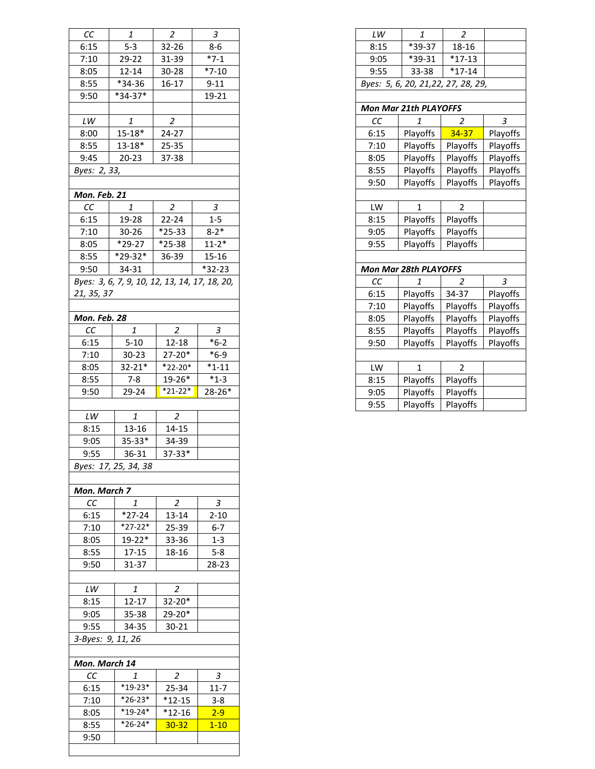| CC | 1 | 2 | 3 |
|---|---|---|---|
| 6:15 | 5-3 | 32-26 | 8-6 |
| 7:10 | 29-22 | 31-39 | *7-1 |
| 8:05 | 12-14 | 30-28 | *7-10 |
| 8:55 | *34-36 | 16-17 | 9-11 |
| 9:50 | *34-37* | | 19-21 |

| LW | 1 | 2 |
|---|---|---|
| 8:00 | 15-18* | 24-27 |
| 8:55 | 13-18* | 25-35 |
| 9:45 | 20-23 | 37-38 |

*Byes: 2, 33,*

***Mon. Feb. 21***

| CC | 1 | 2 | 3 |
|---|---|---|---|
| 6:15 | 19-28 | 22-24 | 1-5 |
| 7:10 | 30-26 | *25-33 | 8-2* |
| 8:05 | *29-27 | *25-38 | 11-2* |
| 8:55 | *29-32* | 36-39 | 15-16 |
| 9:50 | 34-31 | | *32-23 |

*Byes: 3, 6, 7, 9, 10, 12, 13, 14, 17, 18, 20, 21, 35, 37*

***Mon. Feb. 28***

| CC | 1 | 2 | 3 |
|---|---|---|---|
| 6:15 | 5-10 | 12-18 | *6-2 |
| 7:10 | 30-23 | 27-20* | *6-9 |
| 8:05 | 32-21* | *22-20* | *1-11 |
| 8:55 | 7-8 | 19-26* | *1-3 |
| 9:50 | 29-24 | *21-22* | 28-26* |

| LW | 1 | 2 |
|---|---|---|
| 8:15 | 13-16 | 14-15 |
| 9:05 | 35-33* | 34-39 |
| 9:55 | 36-31 | 37-33* |

*Byes: 17, 25, 34, 38*

***Mon. March 7***

| CC | 1 | 2 | 3 |
|---|---|---|---|
| 6:15 | *27-24 | 13-14 | 2-10 |
| 7:10 | *27-22* | 25-39 | 6-7 |
| 8:05 | 19-22* | 33-36 | 1-3 |
| 8:55 | 17-15 | 18-16 | 5-8 |
| 9:50 | 31-37 | | 28-23 |

| LW | 1 | 2 |
|---|---|---|
| 8:15 | 12-17 | 32-20* |
| 9:05 | 35-38 | 29-20* |
| 9:55 | 34-35 | 30-21 |

*3-Byes: 9, 11, 26*

***Mon. March 14***

| CC | 1 | 2 | 3 |
|---|---|---|---|
| 6:15 | *19-23* | 25-34 | 11-7 |
| 7:10 | *26-23* | *12-15 | 3-8 |
| 8:05 | *19-24* | *12-16 | 2-9 |
| 8:55 | *26-24* | 30-32 | 1-10 |
| 9:50 | | | |

| LW | 1 | 2 |
|---|---|---|
| 8:15 | *39-37 | 18-16 |
| 9:05 | *39-31 | *17-13 |
| 9:55 | 33-38 | *17-14 |

*Byes: 5, 6, 20, 21,22, 27, 28, 29,*

***Mon Mar 21th PLAYOFFS***

| CC | 1 | 2 | 3 |
|---|---|---|---|
| 6:15 | Playoffs | 34-37 | Playoffs |
| 7:10 | Playoffs | Playoffs | Playoffs |
| 8:05 | Playoffs | Playoffs | Playoffs |
| 8:55 | Playoffs | Playoffs | Playoffs |
| 9:50 | Playoffs | Playoffs | Playoffs |

| LW | 1 | 2 |
|---|---|---|
| 8:15 | Playoffs | Playoffs |
| 9:05 | Playoffs | Playoffs |
| 9:55 | Playoffs | Playoffs |

***Mon Mar 28th PLAYOFFS***

| CC | 1 | 2 | 3 |
|---|---|---|---|
| 6:15 | Playoffs | 34-37 | Playoffs |
| 7:10 | Playoffs | Playoffs | Playoffs |
| 8:05 | Playoffs | Playoffs | Playoffs |
| 8:55 | Playoffs | Playoffs | Playoffs |
| 9:50 | Playoffs | Playoffs | Playoffs |

| LW | 1 | 2 |
|---|---|---|
| 8:15 | Playoffs | Playoffs |
| 9:05 | Playoffs | Playoffs |
| 9:55 | Playoffs | Playoffs |